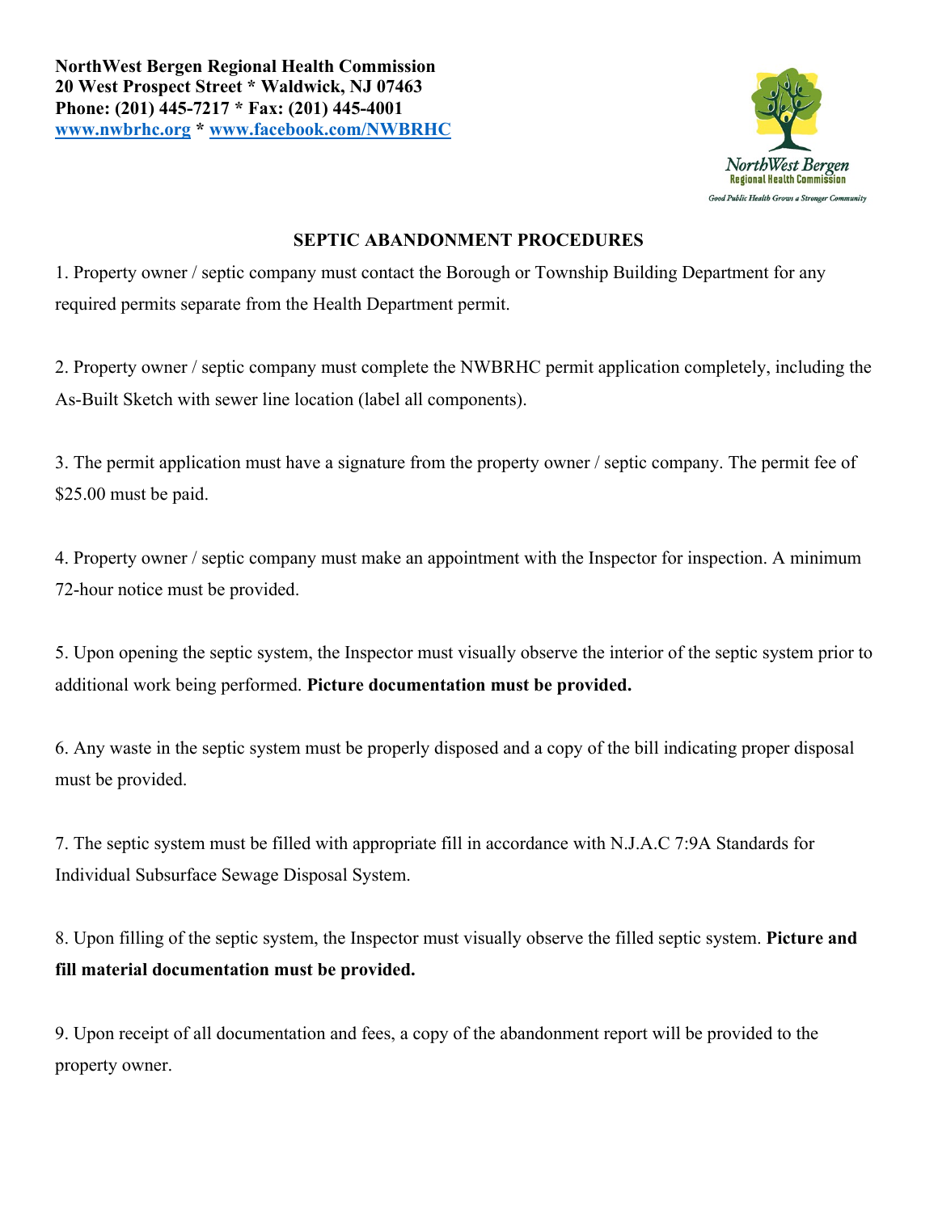**NorthWest Bergen Regional Health Commission**
**20 West Prospect Street * Waldwick, NJ 07463**
**Phone: (201) 445-7217 * Fax: (201) 445-4001**
**www.nwbrhc.org * www.facebook.com/NWBRHC**

NorthWest Bergen
Regional Health Commission
*Good Public Health Grows a Stronger Community*

## SEPTIC ABANDONMENT PROCEDURES

1. Property owner / septic company must contact the Borough or Township Building Department for any required permits separate from the Health Department permit.

2. Property owner / septic company must complete the NWBRHC permit application completely, including the As-Built Sketch with sewer line location (label all components).

3. The permit application must have a signature from the property owner / septic company. The permit fee of $25.00 must be paid.

4. Property owner / septic company must make an appointment with the Inspector for inspection. A minimum 72-hour notice must be provided.

5. Upon opening the septic system, the Inspector must visually observe the interior of the septic system prior to additional work being performed. **Picture documentation must be provided.**

6. Any waste in the septic system must be properly disposed and a copy of the bill indicating proper disposal must be provided.

7. The septic system must be filled with appropriate fill in accordance with N.J.A.C 7:9A Standards for Individual Subsurface Sewage Disposal System.

8. Upon filling of the septic system, the Inspector must visually observe the filled septic system. **Picture and fill material documentation must be provided.**

9. Upon receipt of all documentation and fees, a copy of the abandonment report will be provided to the property owner.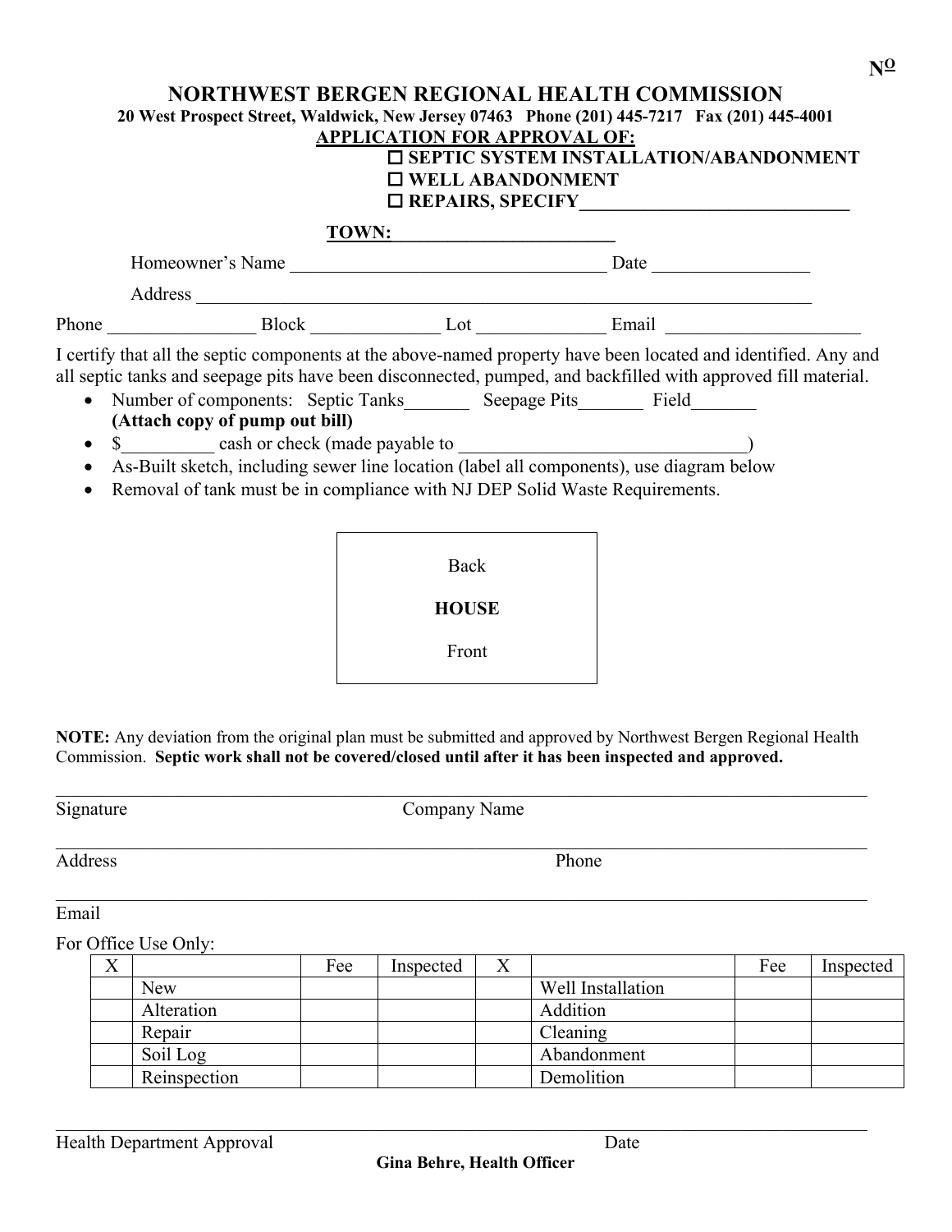Nº

# NORTHWEST BERGEN REGIONAL HEALTH COMMISSION

**20 West Prospect Street, Waldwick, New Jersey 07463 Phone (201) 445-7217 Fax (201) 445-4001**

**APPLICATION FOR APPROVAL OF:**

☐ **SEPTIC SYSTEM INSTALLATION/ABANDONMENT**
☐ **WELL ABANDONMENT**
☐ **REPAIRS, SPECIFY______________________________**

**TOWN:________________________**

Homeowner's Name ___________________________________ Date _________________

Address ____________________________________________________________________

Phone ________________ Block ______________ Lot ______________ Email _____________________

I certify that all the septic components at the above-named property have been located and identified. Any and all septic tanks and seepage pits have been disconnected, pumped, and backfilled with approved fill material.

- Number of components: Septic Tanks_______ Seepage Pits_______ Field_______
  **(Attach copy of pump out bill)**
- $__________ cash or check (made payable to _______________________________)
- As-Built sketch, including sewer line location (label all components), use diagram below
- Removal of tank must be in compliance with NJ DEP Solid Waste Requirements.

Back

**HOUSE**

Front

**NOTE:** Any deviation from the original plan must be submitted and approved by Northwest Bergen Regional Health Commission. **Septic work shall not be covered/closed until after it has been inspected and approved.**

_____________________________________________________________________________________

Signature Company Name

_____________________________________________________________________________________

Address Phone

_____________________________________________________________________________________

Email

For Office Use Only:

| X | | Fee | Inspected | X | | Fee | Inspected |
|---|---|---|---|---|---|---|---|
| | New | | | | Well Installation | | |
| | Alteration | | | | Addition | | |
| | Repair | | | | Cleaning | | |
| | Soil Log | | | | Abandonment | | |
| | Reinspection | | | | Demolition | | |

_____________________________________________________________________________________

Health Department Approval Date

**Gina Behre, Health Officer**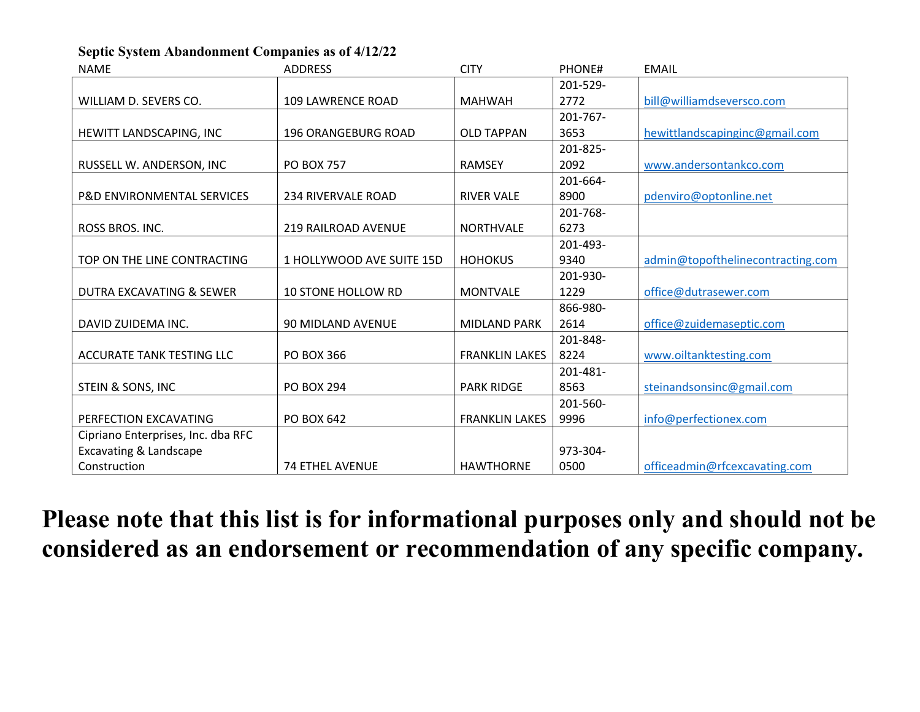**Septic System Abandonment Companies as of 4/12/22**

| NAME | ADDRESS | CITY | PHONE# | EMAIL |
|---|---|---|---|---|
| WILLIAM D. SEVERS CO. | 109 LAWRENCE ROAD | MAHWAH | 201-529-2772 | bill@williamdseversco.com |
| HEWITT LANDSCAPING, INC | 196 ORANGEBURG ROAD | OLD TAPPAN | 201-767-3653 | hewittlandscapinginc@gmail.com |
| RUSSELL W. ANDERSON, INC | PO BOX 757 | RAMSEY | 201-825-2092 | www.andersontankco.com |
| P&D ENVIRONMENTAL SERVICES | 234 RIVERVALE ROAD | RIVER VALE | 201-664-8900 | pdenviro@optonline.net |
| ROSS BROS. INC. | 219 RAILROAD AVENUE | NORTHVALE | 201-768-6273 | |
| TOP ON THE LINE CONTRACTING | 1 HOLLYWOOD AVE SUITE 15D | HOHOKUS | 201-493-9340 | admin@topofthelinecontracting.com |
| DUTRA EXCAVATING & SEWER | 10 STONE HOLLOW RD | MONTVALE | 201-930-1229 | office@dutrasewer.com |
| DAVID ZUIDEMA INC. | 90 MIDLAND AVENUE | MIDLAND PARK | 866-980-2614 | office@zuidemaseptic.com |
| ACCURATE TANK TESTING LLC | PO BOX 366 | FRANKLIN LAKES | 201-848-8224 | www.oiltanktesting.com |
| STEIN & SONS, INC | PO BOX 294 | PARK RIDGE | 201-481-8563 | steinandsonsinc@gmail.com |
| PERFECTION EXCAVATING | PO BOX 642 | FRANKLIN LAKES | 201-560-9996 | info@perfectionex.com |
| Cipriano Enterprises, Inc. dba RFC Excavating & Landscape Construction | 74 ETHEL AVENUE | HAWTHORNE | 973-304-0500 | officeadmin@rfcexcavating.com |

**Please note that this list is for informational purposes only and should not be considered as an endorsement or recommendation of any specific company.**